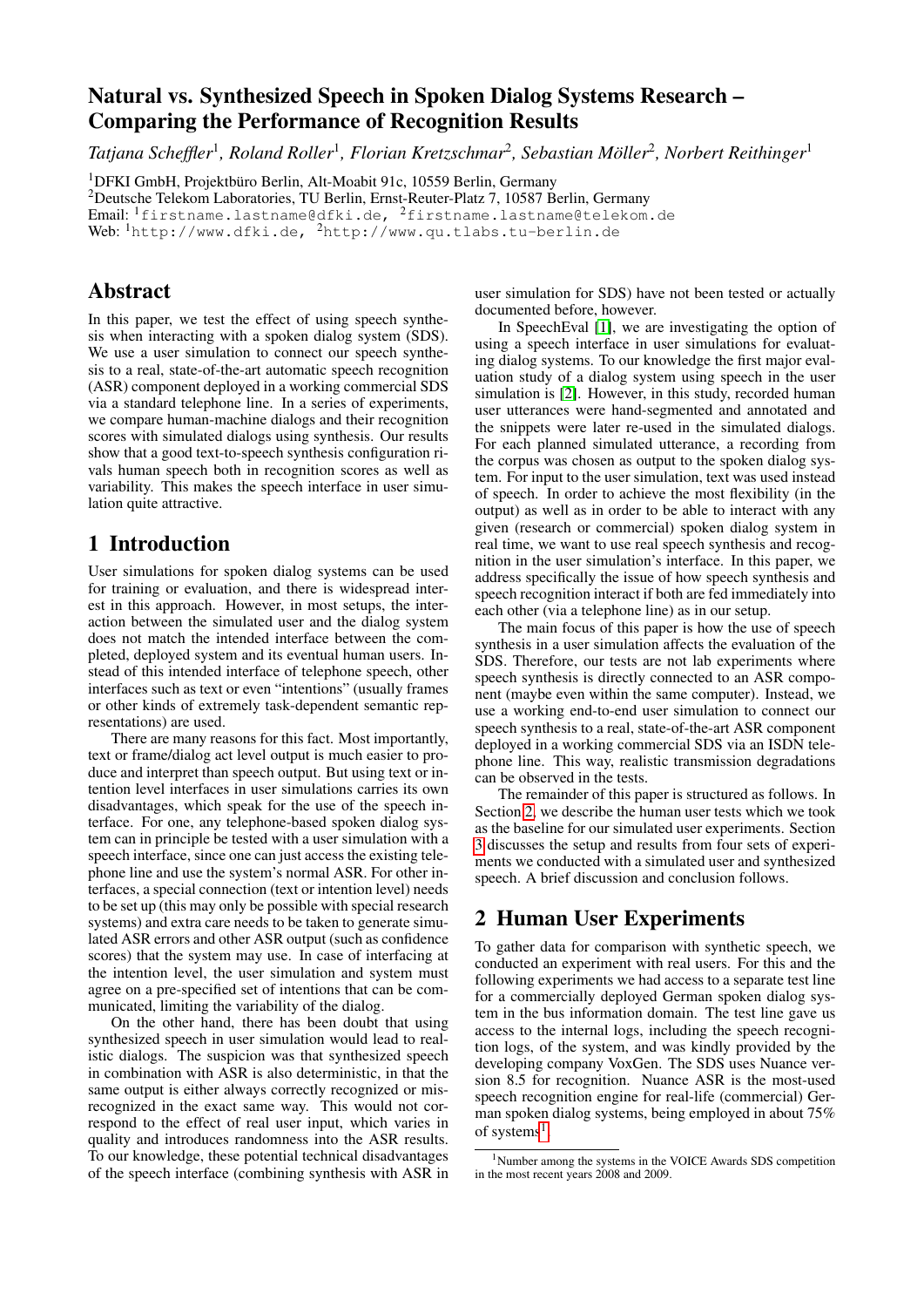# Natural vs. Synthesized Speech in Spoken Dialog Systems Research – Comparing the Performance of Recognition Results

*Tatjana Scheffler*[1], *Roland Roller*[1], *Florian Kretzschmar*[2], *Sebastian Möller*[2], *Norbert Reithinger*[1]

[1]DFKI GmbH, Projektbüro Berlin, Alt-Moabit 91c, 10559 Berlin, Germany
[2]Deutsche Telekom Laboratories, TU Berlin, Ernst-Reuter-Platz 7, 10587 Berlin, Germany
Email: [1]firstname.lastname@dfki.de, [2]firstname.lastname@telekom.de
Web: [1]http://www.dfki.de, [2]http://www.qu.tlabs.tu-berlin.de

## Abstract

In this paper, we test the effect of using speech synthesis when interacting with a spoken dialog system (SDS). We use a user simulation to connect our speech synthesis to a real, state-of-the-art automatic speech recognition (ASR) component deployed in a working commercial SDS via a standard telephone line. In a series of experiments, we compare human-machine dialogs and their recognition scores with simulated dialogs using synthesis. Our results show that a good text-to-speech synthesis configuration rivals human speech both in recognition scores as well as variability. This makes the speech interface in user simulation quite attractive.

## 1 Introduction

User simulations for spoken dialog systems can be used for training or evaluation, and there is widespread interest in this approach. However, in most setups, the interaction between the simulated user and the dialog system does not match the intended interface between the completed, deployed system and its eventual human users. Instead of this intended interface of telephone speech, other interfaces such as text or even "intentions" (usually frames or other kinds of extremely task-dependent semantic representations) are used.

There are many reasons for this fact. Most importantly, text or frame/dialog act level output is much easier to produce and interpret than speech output. But using text or intention level interfaces in user simulations carries its own disadvantages, which speak for the use of the speech interface. For one, any telephone-based spoken dialog system can in principle be tested with a user simulation with a speech interface, since one can just access the existing telephone line and use the system's normal ASR. For other interfaces, a special connection (text or intention level) needs to be set up (this may only be possible with special research systems) and extra care needs to be taken to generate simulated ASR errors and other ASR output (such as confidence scores) that the system may use. In case of interfacing at the intention level, the user simulation and system must agree on a pre-specified set of intentions that can be communicated, limiting the variability of the dialog.

On the other hand, there has been doubt that using synthesized speech in user simulation would lead to realistic dialogs. The suspicion was that synthesized speech in combination with ASR is also deterministic, in that the same output is either always correctly recognized or misrecognized in the exact same way. This would not correspond to the effect of real user input, which varies in quality and introduces randomness into the ASR results. To our knowledge, these potential technical disadvantages of the speech interface (combining synthesis with ASR in user simulation for SDS) have not been tested or actually documented before, however.

In SpeechEval [1], we are investigating the option of using a speech interface in user simulations for evaluating dialog systems. To our knowledge the first major evaluation study of a dialog system using speech in the user simulation is [2]. However, in this study, recorded human user utterances were hand-segmented and annotated and the snippets were later re-used in the simulated dialogs. For each planned simulated utterance, a recording from the corpus was chosen as output to the spoken dialog system. For input to the user simulation, text was used instead of speech. In order to achieve the most flexibility (in the output) as well as in order to be able to interact with any given (research or commercial) spoken dialog system in real time, we want to use real speech synthesis and recognition in the user simulation's interface. In this paper, we address specifically the issue of how speech synthesis and speech recognition interact if both are fed immediately into each other (via a telephone line) as in our setup.

The main focus of this paper is how the use of speech synthesis in a user simulation affects the evaluation of the SDS. Therefore, our tests are not lab experiments where speech synthesis is directly connected to an ASR component (maybe even within the same computer). Instead, we use a working end-to-end user simulation to connect our speech synthesis to a real, state-of-the-art ASR component deployed in a working commercial SDS via an ISDN telephone line. This way, realistic transmission degradations can be observed in the tests.

The remainder of this paper is structured as follows. In Section 2, we describe the human user tests which we took as the baseline for our simulated user experiments. Section 3 discusses the setup and results from four sets of experiments we conducted with a simulated user and synthesized speech. A brief discussion and conclusion follows.

## 2 Human User Experiments

To gather data for comparison with synthetic speech, we conducted an experiment with real users. For this and the following experiments we had access to a separate test line for a commercially deployed German spoken dialog system in the bus information domain. The test line gave us access to the internal logs, including the speech recognition logs, of the system, and was kindly provided by the developing company VoxGen. The SDS uses Nuance version 8.5 for recognition. Nuance ASR is the most-used speech recognition engine for real-life (commercial) German spoken dialog systems, being employed in about 75% of systems[1].

[1]Number among the systems in the VOICE Awards SDS competition in the most recent years 2008 and 2009.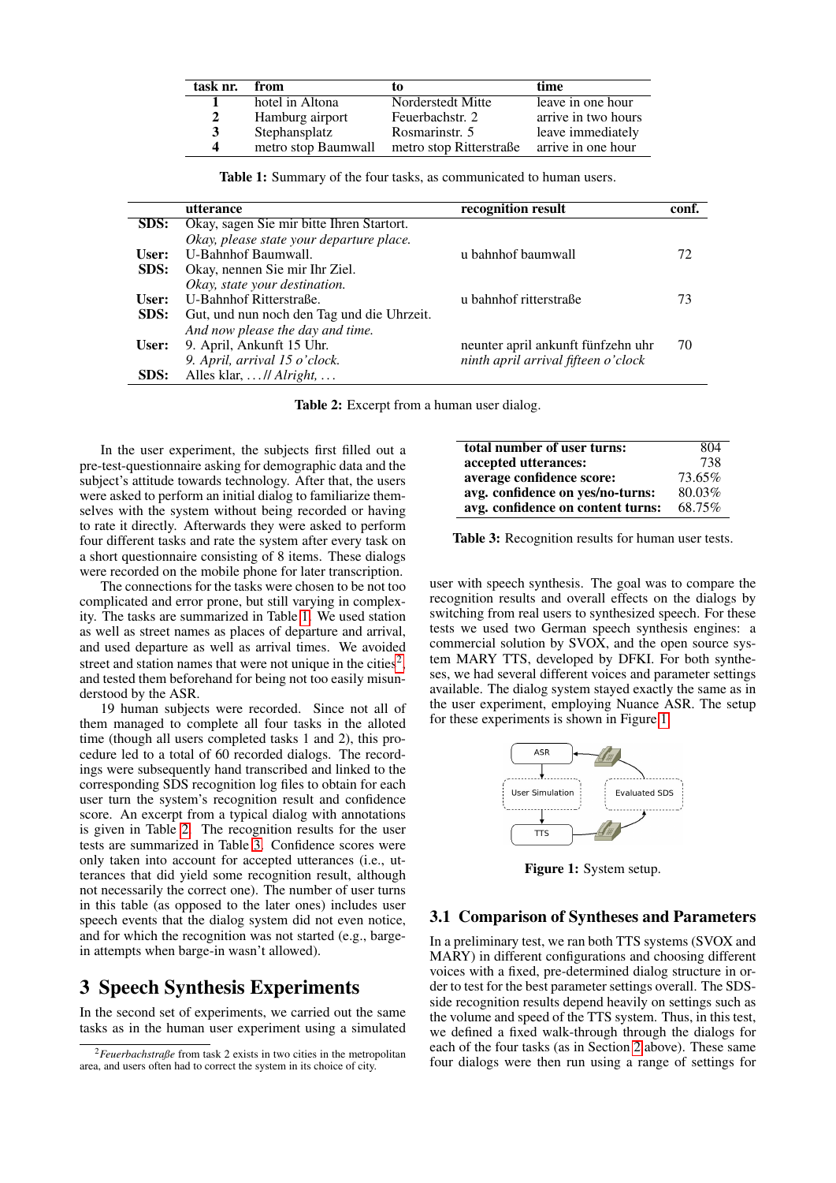| task nr. | from | to | time |
|---|---|---|---|
| **1** | hotel in Altona | Norderstedt Mitte | leave in one hour |
| **2** | Hamburg airport | Feuerbachstr. 2 | arrive in two hours |
| **3** | Stephansplatz | Rosmarinstr. 5 | leave immediately |
| **4** | metro stop Baumwall | metro stop Ritterstraße | arrive in one hour |

**Table 1:** Summary of the four tasks, as communicated to human users.

| | utterance | recognition result | conf. |
|---|---|---|---|
| **SDS:** | Okay, sagen Sie mir bitte Ihren Startort. | | |
| | *Okay, please state your departure place.* | | |
| **User:** | U-Bahnhof Baumwall. | u bahnhof baumwall | 72 |
| **SDS:** | Okay, nennen Sie mir Ihr Ziel. | | |
| | *Okay, state your destination.* | | |
| **User:** | U-Bahnhof Ritterstraße. | u bahnhof ritterstraße | 73 |
| **SDS:** | Gut, und nun noch den Tag und die Uhrzeit. | | |
| | *And now please the day and time.* | | |
| **User:** | 9. April, Ankunft 15 Uhr. | neunter april ankunft fünfzehn uhr | 70 |
| | *9. April, arrival 15 o'clock.* | *ninth april arrival fifteen o'clock* | |
| **SDS:** | Alles klar, ... // *Alright, ...* | | |

**Table 2:** Excerpt from a human user dialog.

In the user experiment, the subjects first filled out a pre-test-questionnaire asking for demographic data and the subject's attitude towards technology. After that, the users were asked to perform an initial dialog to familiarize themselves with the system without being recorded or having to rate it directly. Afterwards they were asked to perform four different tasks and rate the system after every task on a short questionnaire consisting of 8 items. These dialogs were recorded on the mobile phone for later transcription.

The connections for the tasks were chosen to be not too complicated and error prone, but still varying in complexity. The tasks are summarized in Table 1. We used station as well as street names as places of departure and arrival, and used departure as well as arrival times. We avoided street and station names that were not unique in the cities[2], and tested them beforehand for being not too easily misunderstood by the ASR.

19 human subjects were recorded. Since not all of them managed to complete all four tasks in the alloted time (though all users completed tasks 1 and 2), this procedure led to a total of 60 recorded dialogs. The recordings were subsequently hand transcribed and linked to the corresponding SDS recognition log files to obtain for each user turn the system's recognition result and confidence score. An excerpt from a typical dialog with annotations is given in Table 2. The recognition results for the user tests are summarized in Table 3. Confidence scores were only taken into account for accepted utterances (i.e., utterances that did yield some recognition result, although not necessarily the correct one). The number of user turns in this table (as opposed to the later ones) includes user speech events that the dialog system did not even notice, and for which the recognition was not started (e.g., barge-in attempts when barge-in wasn't allowed).

| | |
|---|---|
| **total number of user turns:** | 804 |
| **accepted utterances:** | 738 |
| **average confidence score:** | 73.65% |
| **avg. confidence on yes/no-turns:** | 80.03% |
| **avg. confidence on content turns:** | 68.75% |

**Table 3:** Recognition results for human user tests.

# 3 Speech Synthesis Experiments

In the second set of experiments, we carried out the same tasks as in the human user experiment using a simulated user with speech synthesis. The goal was to compare the recognition results and overall effects on the dialogs by switching from real users to synthesized speech. For these tests we used two German speech synthesis engines: a commercial solution by SVOX, and the open source system MARY TTS, developed by DFKI. For both syntheses, we had several different voices and parameter settings available. The dialog system stayed exactly the same as in the user experiment, employing Nuance ASR. The setup for these experiments is shown in Figure 1.

**Figure 1:** System setup.

## 3.1 Comparison of Syntheses and Parameters

In a preliminary test, we ran both TTS systems (SVOX and MARY) in different configurations and choosing different voices with a fixed, pre-determined dialog structure in order to test for the best parameter settings overall. The SDS-side recognition results depend heavily on settings such as the volume and speed of the TTS system. Thus, in this test, we defined a fixed walk-through through the dialogs for each of the four tasks (as in Section 2 above). These same four dialogs were then run using a range of settings for

[2] *Feuerbachstraße* from task 2 exists in two cities in the metropolitan area, and users often had to correct the system in its choice of city.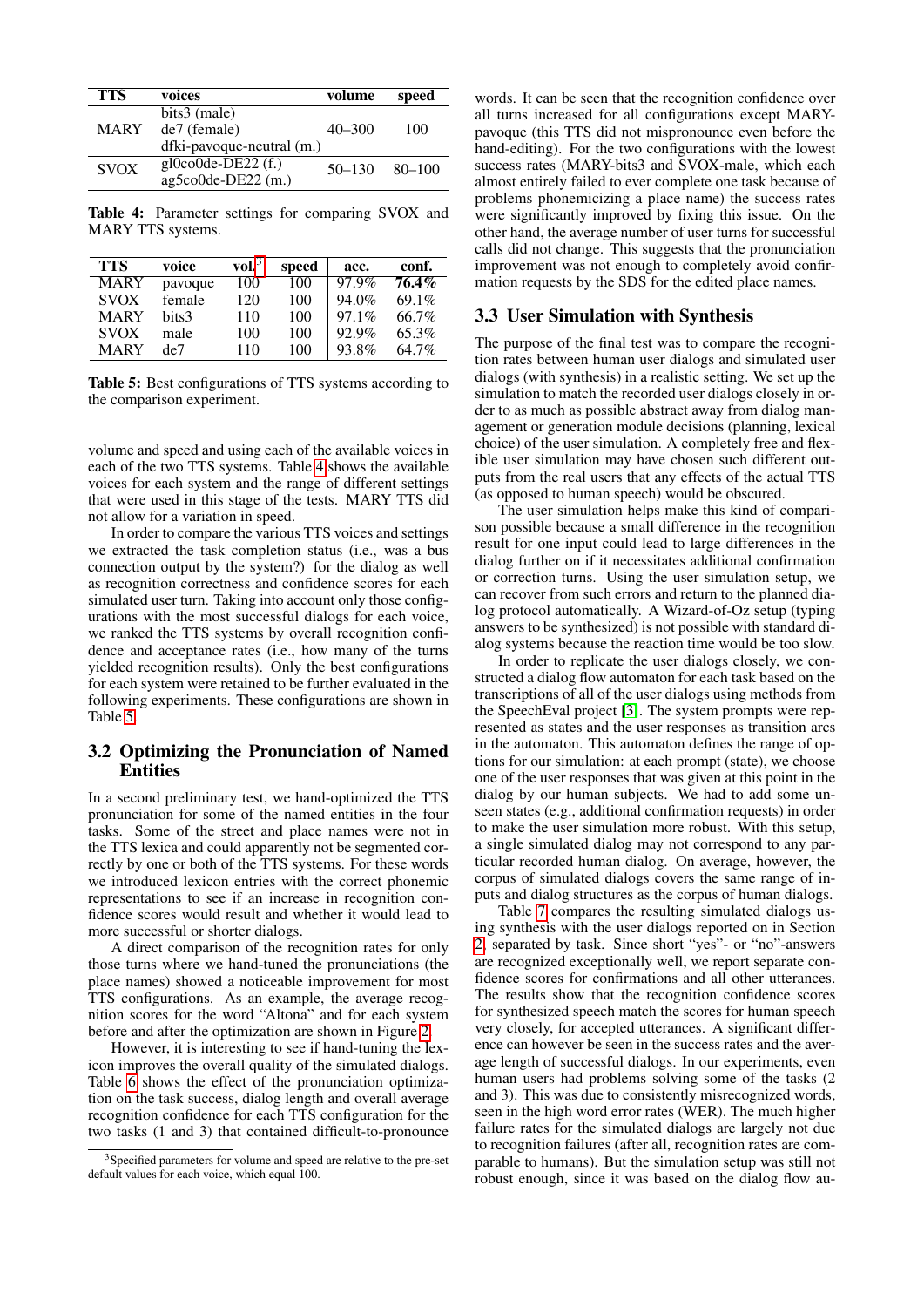| TTS | voices | volume | speed |
|---|---|---|---|
| MARY | bits3 (male)<br>de7 (female)<br>dfki-pavoque-neutral (m.) | 40–300 | 100 |
| SVOX | gl0co0de-DE22 (f.)<br>ag5co0de-DE22 (m.) | 50–130 | 80–100 |

**Table 4:** Parameter settings for comparing SVOX and MARY TTS systems.

| TTS | voice | vol.[3] | speed | acc. | conf. |
|---|---|---|---|---|---|
| MARY | pavoque | 100 | 100 | 97.9% | **76.4%** |
| SVOX | female | 120 | 100 | 94.0% | 69.1% |
| MARY | bits3 | 110 | 100 | 97.1% | 66.7% |
| SVOX | male | 100 | 100 | 92.9% | 65.3% |
| MARY | de7 | 110 | 100 | 93.8% | 64.7% |

**Table 5:** Best configurations of TTS systems according to the comparison experiment.

volume and speed and using each of the available voices in each of the two TTS systems. Table 4 shows the available voices for each system and the range of different settings that were used in this stage of the tests. MARY TTS did not allow for a variation in speed.

In order to compare the various TTS voices and settings we extracted the task completion status (i.e., was a bus connection output by the system?) for the dialog as well as recognition correctness and confidence scores for each simulated user turn. Taking into account only those configurations with the most successful dialogs for each voice, we ranked the TTS systems by overall recognition confidence and acceptance rates (i.e., how many of the turns yielded recognition results). Only the best configurations for each system were retained to be further evaluated in the following experiments. These configurations are shown in Table 5.

## 3.2 Optimizing the Pronunciation of Named Entities

In a second preliminary test, we hand-optimized the TTS pronunciation for some of the named entities in the four tasks. Some of the street and place names were not in the TTS lexica and could apparently not be segmented correctly by one or both of the TTS systems. For these words we introduced lexicon entries with the correct phonemic representations to see if an increase in recognition confidence scores would result and whether it would lead to more successful or shorter dialogs.

A direct comparison of the recognition rates for only those turns where we hand-tuned the pronunciations (the place names) showed a noticeable improvement for most TTS configurations. As an example, the average recognition scores for the word "Altona" and for each system before and after the optimization are shown in Figure 2.

However, it is interesting to see if hand-tuning the lexicon improves the overall quality of the simulated dialogs. Table 6 shows the effect of the pronunciation optimization on the task success, dialog length and overall average recognition confidence for each TTS configuration for the two tasks (1 and 3) that contained difficult-to-pronounce words. It can be seen that the recognition confidence over all turns increased for all configurations except MARY-pavoque (this TTS did not mispronounce even before the hand-editing). For the two configurations with the lowest success rates (MARY-bits3 and SVOX-male, which each almost entirely failed to ever complete one task because of problems phonemicizing a place name) the success rates were significantly improved by fixing this issue. On the other hand, the average number of user turns for successful calls did not change. This suggests that the pronunciation improvement was not enough to completely avoid confirmation requests by the SDS for the edited place names.

## 3.3 User Simulation with Synthesis

The purpose of the final test was to compare the recognition rates between human user dialogs and simulated user dialogs (with synthesis) in a realistic setting. We set up the simulation to match the recorded user dialogs closely in order to as much as possible abstract away from dialog management or generation module decisions (planning, lexical choice) of the user simulation. A completely free and flexible user simulation may have chosen such different outputs from the real users that any effects of the actual TTS (as opposed to human speech) would be obscured.

The user simulation helps make this kind of comparison possible because a small difference in the recognition result for one input could lead to large differences in the dialog further on if it necessitates additional confirmation or correction turns. Using the user simulation setup, we can recover from such errors and return to the planned dialog protocol automatically. A Wizard-of-Oz setup (typing answers to be synthesized) is not possible with standard dialog systems because the reaction time would be too slow.

In order to replicate the user dialogs closely, we constructed a dialog flow automaton for each task based on the transcriptions of all of the user dialogs using methods from the SpeechEval project [3]. The system prompts were represented as states and the user responses as transition arcs in the automaton. This automaton defines the range of options for our simulation: at each prompt (state), we choose one of the user responses that was given at this point in the dialog by our human subjects. We had to add some unseen states (e.g., additional confirmation requests) in order to make the user simulation more robust. With this setup, a single simulated dialog may not correspond to any particular recorded human dialog. On average, however, the corpus of simulated dialogs covers the same range of inputs and dialog structures as the corpus of human dialogs.

Table 7 compares the resulting simulated dialogs using synthesis with the user dialogs reported on in Section 2, separated by task. Since short "yes"- or "no"-answers are recognized exceptionally well, we report separate confidence scores for confirmations and all other utterances. The results show that the recognition confidence scores for synthesized speech match the scores for human speech very closely, for accepted utterances. A significant difference can however be seen in the success rates and the average length of successful dialogs. In our experiments, even human users had problems solving some of the tasks (2 and 3). This was due to consistently misrecognized words, seen in the high word error rates (WER). The much higher failure rates for the simulated dialogs are largely not due to recognition failures (after all, recognition rates are comparable to humans). But the simulation setup was still not robust enough, since it was based on the dialog flow au-

[3] Specified parameters for volume and speed are relative to the pre-set default values for each voice, which equal 100.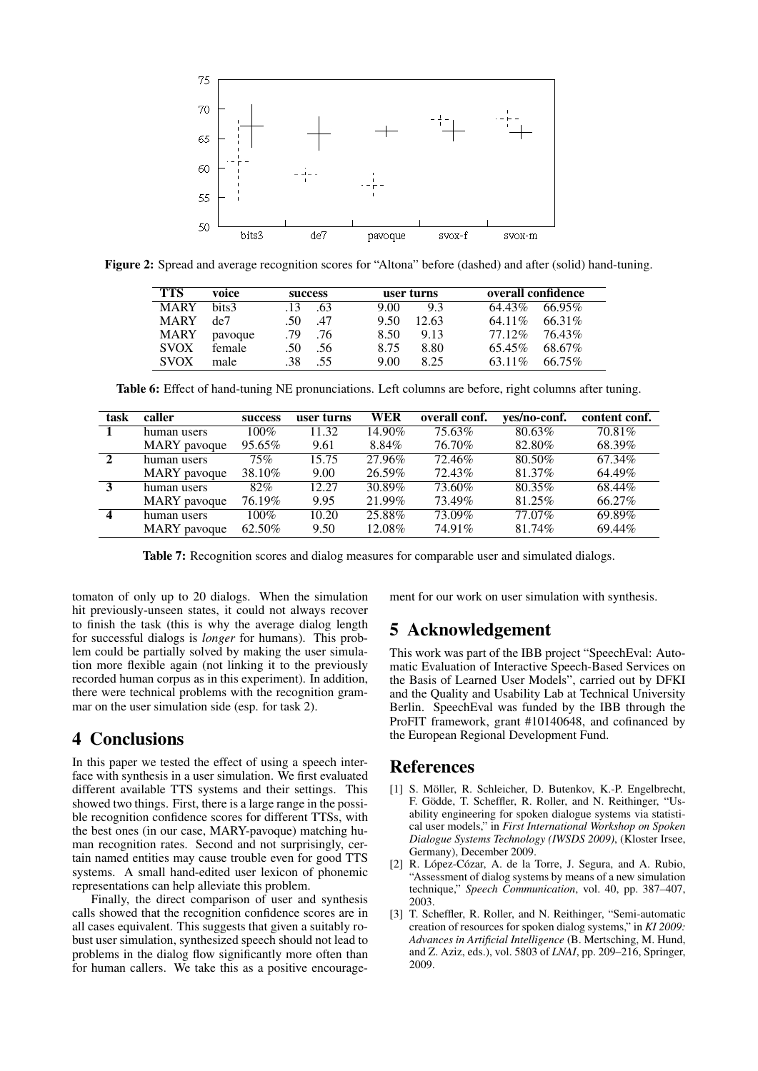75
70
65
60
55
50
bits3
de7
pavoque
svox-f
svox-m

**Figure 2:** Spread and average recognition scores for "Altona" before (dashed) and after (solid) hand-tuning.

| TTS | voice | success | | user turns | | overall confidence | |
|---|---|---|---|---|---|---|---|
| MARY | bits3 | .13 | .63 | 9.00 | 9.3 | 64.43% | 66.95% |
| MARY | de7 | .50 | .47 | 9.50 | 12.63 | 64.11% | 66.31% |
| MARY | pavoque | .79 | .76 | 8.50 | 9.13 | 77.12% | 76.43% |
| SVOX | female | .50 | .56 | 8.75 | 8.80 | 65.45% | 68.67% |
| SVOX | male | .38 | .55 | 9.00 | 8.25 | 63.11% | 66.75% |

**Table 6:** Effect of hand-tuning NE pronunciations. Left columns are before, right columns after tuning.

| task | caller | success | user turns | WER | overall conf. | yes/no-conf. | content conf. |
|---|---|---|---|---|---|---|---|
| **1** | human users | 100% | 11.32 | 14.90% | 75.63% | 80.63% | 70.81% |
| | MARY pavoque | 95.65% | 9.61 | 8.84% | 76.70% | 82.80% | 68.39% |
| **2** | human users | 75% | 15.75 | 27.96% | 72.46% | 80.50% | 67.34% |
| | MARY pavoque | 38.10% | 9.00 | 26.59% | 72.43% | 81.37% | 64.49% |
| **3** | human users | 82% | 12.27 | 30.89% | 73.60% | 80.35% | 68.44% |
| | MARY pavoque | 76.19% | 9.95 | 21.99% | 73.49% | 81.25% | 66.27% |
| **4** | human users | 100% | 10.20 | 25.88% | 73.09% | 77.07% | 69.89% |
| | MARY pavoque | 62.50% | 9.50 | 12.08% | 74.91% | 81.74% | 69.44% |

**Table 7:** Recognition scores and dialog measures for comparable user and simulated dialogs.

tomaton of only up to 20 dialogs. When the simulation hit previously-unseen states, it could not always recover to finish the task (this is why the average dialog length for successful dialogs is *longer* for humans). This problem could be partially solved by making the user simulation more flexible again (not linking it to the previously recorded human corpus as in this experiment). In addition, there were technical problems with the recognition grammar on the user simulation side (esp. for task 2).

# 4 Conclusions

In this paper we tested the effect of using a speech interface with synthesis in a user simulation. We first evaluated different available TTS systems and their settings. This showed two things. First, there is a large range in the possible recognition confidence scores for different TTSs, with the best ones (in our case, MARY-pavoque) matching human recognition rates. Second and not surprisingly, certain named entities may cause trouble even for good TTS systems. A small hand-edited user lexicon of phonemic representations can help alleviate this problem.

Finally, the direct comparison of user and synthesis calls showed that the recognition confidence scores are in all cases equivalent. This suggests that given a suitably robust user simulation, synthesized speech should not lead to problems in the dialog flow significantly more often than for human callers. We take this as a positive encouragement for our work on user simulation with synthesis.

# 5 Acknowledgement

This work was part of the IBB project "SpeechEval: Automatic Evaluation of Interactive Speech-Based Services on the Basis of Learned User Models", carried out by DFKI and the Quality and Usability Lab at Technical University Berlin. SpeechEval was funded by the IBB through the ProFIT framework, grant #10140648, and cofinanced by the European Regional Development Fund.

# References

[1] S. Möller, R. Schleicher, D. Butenkov, K.-P. Engelbrecht, F. Gödde, T. Scheffler, R. Roller, and N. Reithinger, "Usability engineering for spoken dialogue systems via statistical user models," in *First International Workshop on Spoken Dialogue Systems Technology (IWSDS 2009)*, (Kloster Irsee, Germany), December 2009.

[2] R. López-Cózar, A. de la Torre, J. Segura, and A. Rubio, "Assessment of dialog systems by means of a new simulation technique," *Speech Communication*, vol. 40, pp. 387–407, 2003.

[3] T. Scheffler, R. Roller, and N. Reithinger, "Semi-automatic creation of resources for spoken dialog systems," in *KI 2009: Advances in Artificial Intelligence* (B. Mertsching, M. Hund, and Z. Aziz, eds.), vol. 5803 of *LNAI*, pp. 209–216, Springer, 2009.